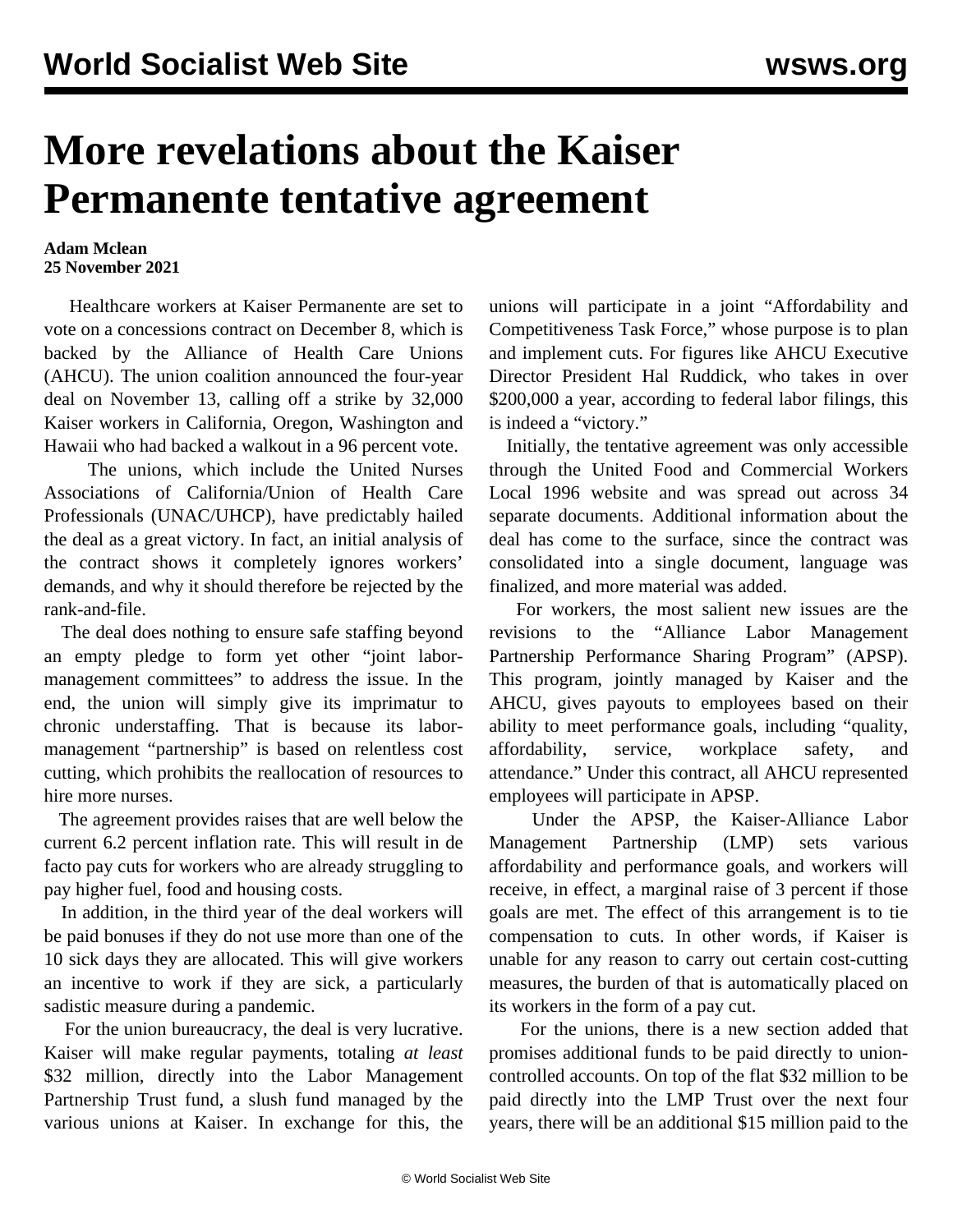# More revelations about the Kaiser Permanente tentative agreement

**Adam Mclean**
**25 November 2021**

Healthcare workers at Kaiser Permanente are set to vote on a concessions contract on December 8, which is backed by the Alliance of Health Care Unions (AHCU). The union coalition announced the four-year deal on November 13, calling off a strike by 32,000 Kaiser workers in California, Oregon, Washington and Hawaii who had backed a walkout in a 96 percent vote.

The unions, which include the United Nurses Associations of California/Union of Health Care Professionals (UNAC/UHCP), have predictably hailed the deal as a great victory. In fact, an initial analysis of the contract shows it completely ignores workers' demands, and why it should therefore be rejected by the rank-and-file.

The deal does nothing to ensure safe staffing beyond an empty pledge to form yet other "joint labor-management committees" to address the issue. In the end, the union will simply give its imprimatur to chronic understaffing. That is because its labor-management "partnership" is based on relentless cost cutting, which prohibits the reallocation of resources to hire more nurses.

The agreement provides raises that are well below the current 6.2 percent inflation rate. This will result in de facto pay cuts for workers who are already struggling to pay higher fuel, food and housing costs.

In addition, in the third year of the deal workers will be paid bonuses if they do not use more than one of the 10 sick days they are allocated. This will give workers an incentive to work if they are sick, a particularly sadistic measure during a pandemic.

For the union bureaucracy, the deal is very lucrative. Kaiser will make regular payments, totaling *at least* $32 million, directly into the Labor Management Partnership Trust fund, a slush fund managed by the various unions at Kaiser. In exchange for this, the unions will participate in a joint "Affordability and Competitiveness Task Force," whose purpose is to plan and implement cuts. For figures like AHCU Executive Director President Hal Ruddick, who takes in over $200,000 a year, according to federal labor filings, this is indeed a "victory."

Initially, the tentative agreement was only accessible through the United Food and Commercial Workers Local 1996 website and was spread out across 34 separate documents. Additional information about the deal has come to the surface, since the contract was consolidated into a single document, language was finalized, and more material was added.

For workers, the most salient new issues are the revisions to the "Alliance Labor Management Partnership Performance Sharing Program" (APSP). This program, jointly managed by Kaiser and the AHCU, gives payouts to employees based on their ability to meet performance goals, including "quality, affordability, service, workplace safety, and attendance." Under this contract, all AHCU represented employees will participate in APSP.

Under the APSP, the Kaiser-Alliance Labor Management Partnership (LMP) sets various affordability and performance goals, and workers will receive, in effect, a marginal raise of 3 percent if those goals are met. The effect of this arrangement is to tie compensation to cuts. In other words, if Kaiser is unable for any reason to carry out certain cost-cutting measures, the burden of that is automatically placed on its workers in the form of a pay cut.

For the unions, there is a new section added that promises additional funds to be paid directly to union-controlled accounts. On top of the flat $32 million to be paid directly into the LMP Trust over the next four years, there will be an additional $15 million paid to the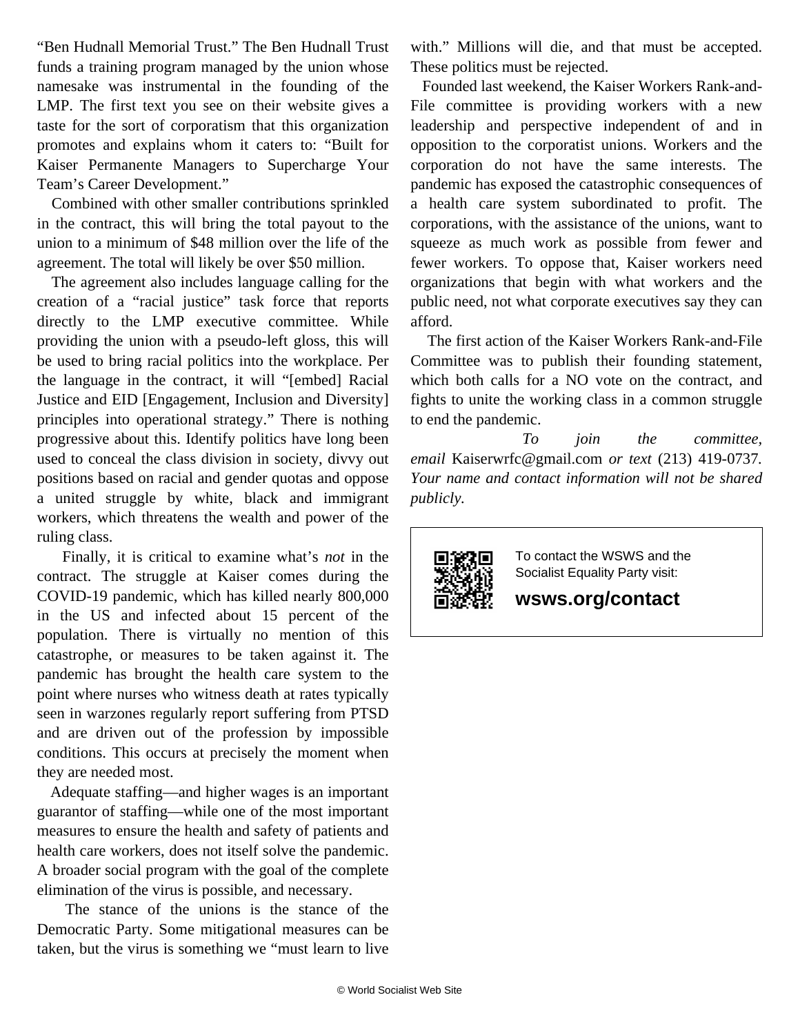"Ben Hudnall Memorial Trust." The Ben Hudnall Trust funds a training program managed by the union whose namesake was instrumental in the founding of the LMP. The first text you see on their website gives a taste for the sort of corporatism that this organization promotes and explains whom it caters to: "Built for Kaiser Permanente Managers to Supercharge Your Team's Career Development."

Combined with other smaller contributions sprinkled in the contract, this will bring the total payout to the union to a minimum of $48 million over the life of the agreement. The total will likely be over $50 million.

The agreement also includes language calling for the creation of a "racial justice" task force that reports directly to the LMP executive committee. While providing the union with a pseudo-left gloss, this will be used to bring racial politics into the workplace. Per the language in the contract, it will "[embed] Racial Justice and EID [Engagement, Inclusion and Diversity] principles into operational strategy." There is nothing progressive about this. Identify politics have long been used to conceal the class division in society, divvy out positions based on racial and gender quotas and oppose a united struggle by white, black and immigrant workers, which threatens the wealth and power of the ruling class.

Finally, it is critical to examine what's *not* in the contract. The struggle at Kaiser comes during the COVID-19 pandemic, which has killed nearly 800,000 in the US and infected about 15 percent of the population. There is virtually no mention of this catastrophe, or measures to be taken against it. The pandemic has brought the health care system to the point where nurses who witness death at rates typically seen in warzones regularly report suffering from PTSD and are driven out of the profession by impossible conditions. This occurs at precisely the moment when they are needed most.

Adequate staffing—and higher wages is an important guarantor of staffing—while one of the most important measures to ensure the health and safety of patients and health care workers, does not itself solve the pandemic. A broader social program with the goal of the complete elimination of the virus is possible, and necessary.

The stance of the unions is the stance of the Democratic Party. Some mitigational measures can be taken, but the virus is something we "must learn to live with." Millions will die, and that must be accepted. These politics must be rejected.

Founded last weekend, the Kaiser Workers Rank-and-File committee is providing workers with a new leadership and perspective independent of and in opposition to the corporatist unions. Workers and the corporation do not have the same interests. The pandemic has exposed the catastrophic consequences of a health care system subordinated to profit. The corporations, with the assistance of the unions, want to squeeze as much work as possible from fewer and fewer workers. To oppose that, Kaiser workers need organizations that begin with what workers and the public need, not what corporate executives say they can afford.

The first action of the Kaiser Workers Rank-and-File Committee was to publish their founding statement, which both calls for a NO vote on the contract, and fights to unite the working class in a common struggle to end the pandemic.

*To join the committee, email* Kaiserwrfc@gmail.com *or text* (213) 419-0737. *Your name and contact information will not be shared publicly.*

To contact the WSWS and the Socialist Equality Party visit:

**wsws.org/contact**